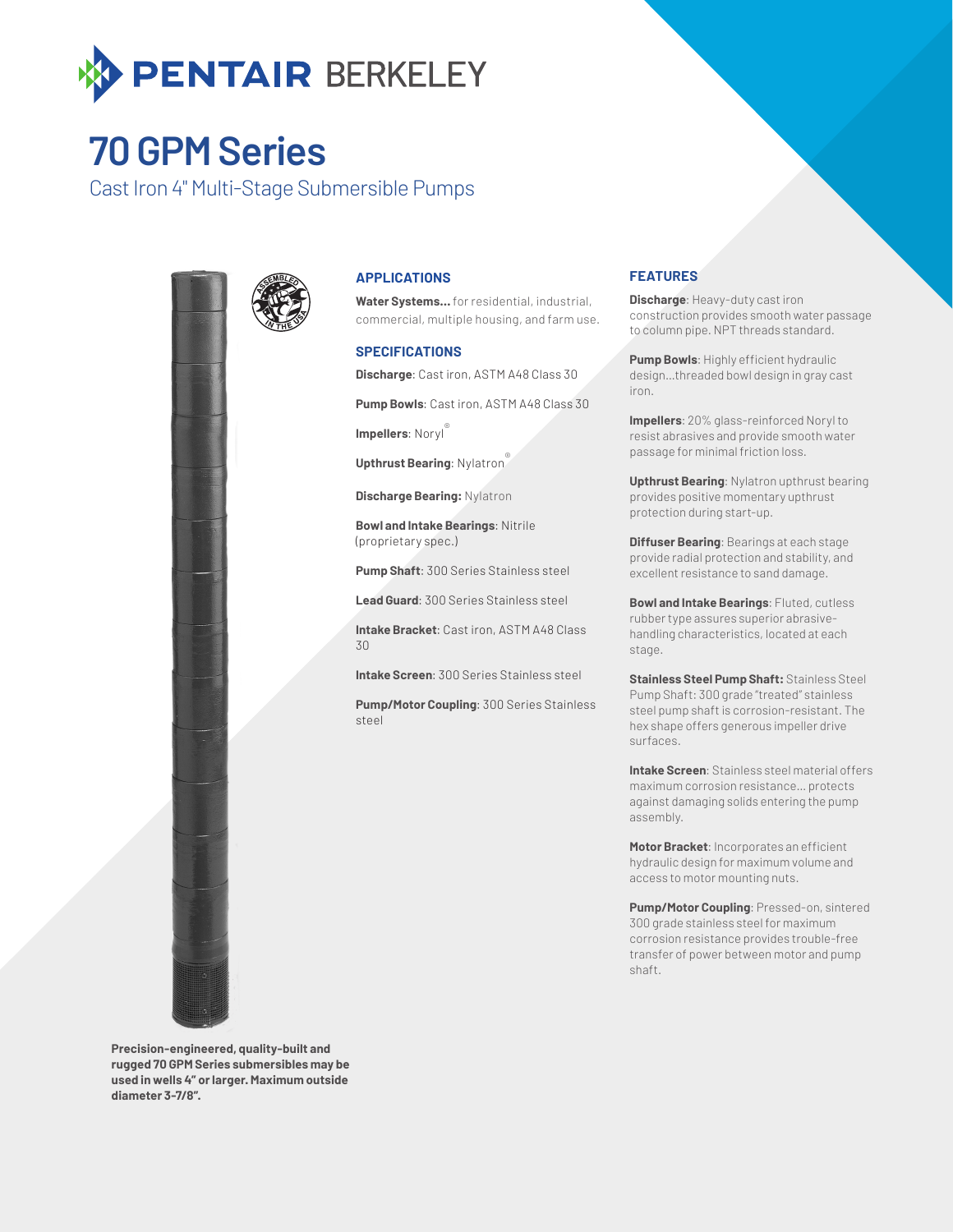PENTAIR BERKELEY

# 70 GPM Series

Cast Iron 4" Multi-Stage Submersible Pumps

## APPLICATIONS

**Water Systems...** for residential, industrial, commercial, multiple housing, and farm use.

## SPECIFICATIONS

**Discharge**: Cast iron, ASTM A48 Class 30

**Pump Bowls**: Cast iron, ASTM A48 Class 30

**Impellers**: Noryl®

**Upthrust Bearing**: Nylatron®

**Discharge Bearing:** Nylatron

**Bowl and Intake Bearings**: Nitrile (proprietary spec.)

**Pump Shaft**: 300 Series Stainless steel

**Lead Guard**: 300 Series Stainless steel

**Intake Bracket**: Cast iron, ASTM A48 Class 30

**Intake Screen**: 300 Series Stainless steel

**Pump/Motor Coupling**: 300 Series Stainless steel

## FEATURES

**Discharge**: Heavy-duty cast iron construction provides smooth water passage to column pipe. NPT threads standard.

**Pump Bowls**: Highly efficient hydraulic design...threaded bowl design in gray cast iron.

**Impellers**: 20% glass-reinforced Noryl to resist abrasives and provide smooth water passage for minimal friction loss.

**Upthrust Bearing**: Nylatron upthrust bearing provides positive momentary upthrust protection during start-up.

**Diffuser Bearing**: Bearings at each stage provide radial protection and stability, and excellent resistance to sand damage.

**Bowl and Intake Bearings**: Fluted, cutless rubber type assures superior abrasive-handling characteristics, located at each stage.

**Stainless Steel Pump Shaft:** Stainless Steel Pump Shaft: 300 grade "treated" stainless steel pump shaft is corrosion-resistant. The hex shape offers generous impeller drive surfaces.

**Intake Screen**: Stainless steel material offers maximum corrosion resistance... protects against damaging solids entering the pump assembly.

**Motor Bracket**: Incorporates an efficient hydraulic design for maximum volume and access to motor mounting nuts.

**Pump/Motor Coupling**: Pressed-on, sintered 300 grade stainless steel for maximum corrosion resistance provides trouble-free transfer of power between motor and pump shaft.

**Precision-engineered, quality-built and rugged 70 GPM Series submersibles may be used in wells 4" or larger. Maximum outside diameter 3-7/8".**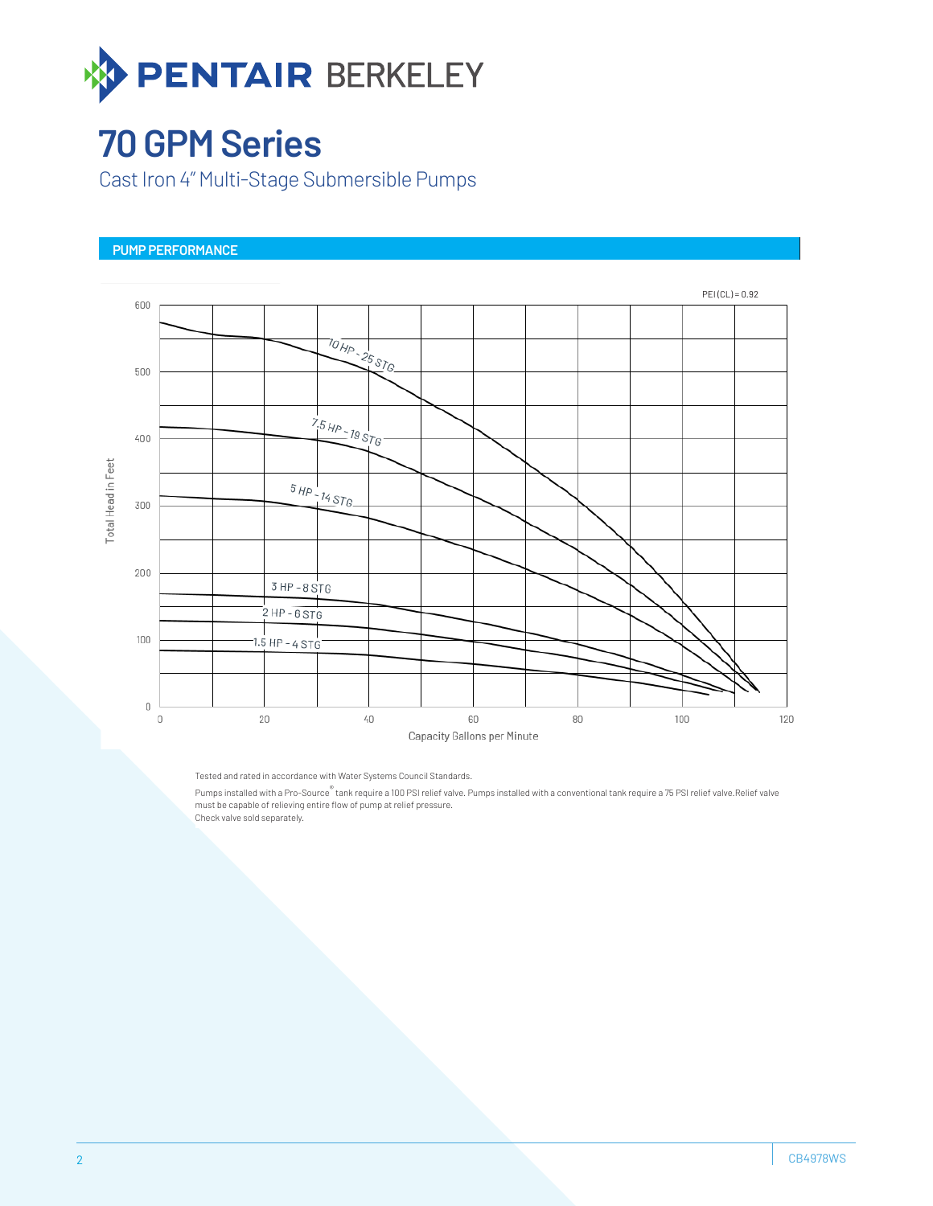# 70 GPM Series

Cast Iron 4" Multi-Stage Submersible Pumps

## PUMP PERFORMANCE

PEI (CL) = 0.92

Total Head in Feet

10 HP - 25 STG

7.5 HP - 19 STG

5 HP - 14 STG

3 HP - 8 STG

2 HP - 6 STG

1.5 HP - 4 STG

Capacity Gallons per Minute

Tested and rated in accordance with Water Systems Council Standards.

Pumps installed with a Pro-Source® tank require a 100 PSI relief valve. Pumps installed with a conventional tank require a 75 PSI relief valve.Relief valve must be capable of relieving entire flow of pump at relief pressure.

Check valve sold separately.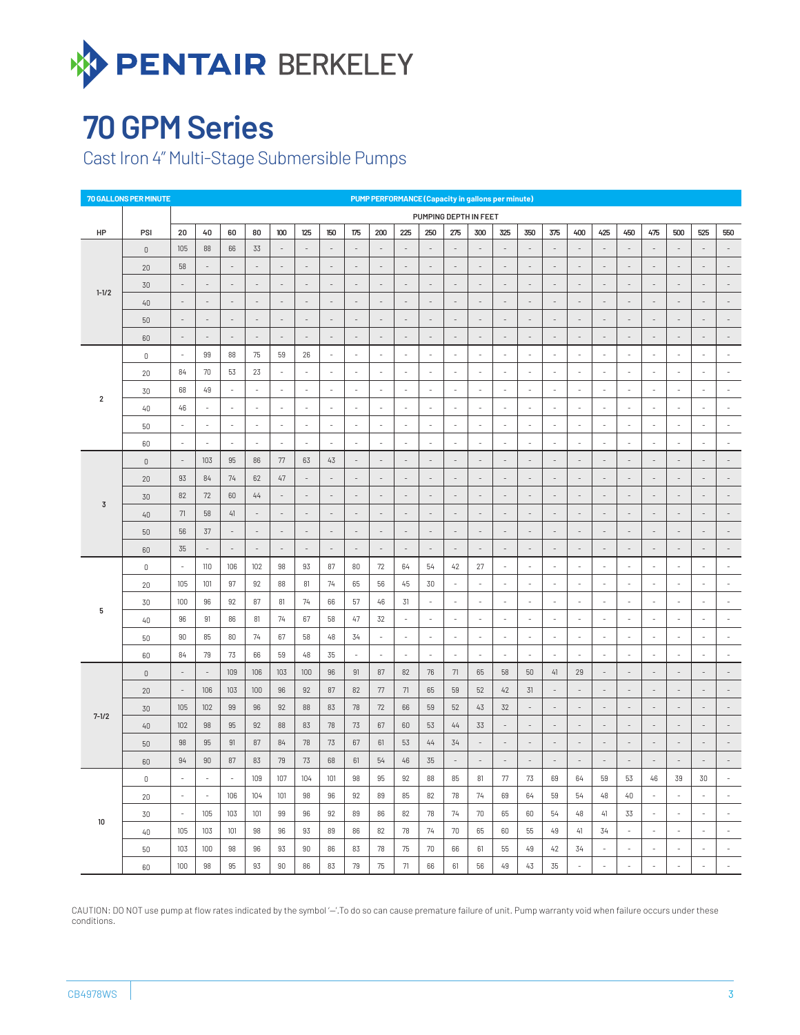# PENTAIR BERKELEY

# 70 GPM Series

Cast Iron 4" Multi-Stage Submersible Pumps

| 70 GALLONS PER MINUTE | | PUMP PERFORMANCE (Capacity in gallons per minute) | | | | | | | | | | | | | | | | | | | | | | | | | | |
|---|---|---|---|---|---|---|---|---|---|---|---|---|---|---|---|---|---|---|---|---|---|---|---|---|---|---|---|---|
| | | PUMPING DEPTH IN FEET | | | | | | | | | | | | | | | | | | | | | | | | | | |
| HP | PSI | 20 | 40 | 60 | 80 | 100 | 125 | 150 | 175 | 200 | 225 | 250 | 275 | 300 | 325 | 350 | 375 | 400 | 425 | 450 | 475 | 500 | 525 | 550 |
| 1-1/2 | 0 | 105 | 88 | 66 | 33 | - | - | - | - | - | - | - | - | - | - | - | - | - | - | - | - | - | - | - |
| | 20 | 58 | - | - | - | - | - | - | - | - | - | - | - | - | - | - | - | - | - | - | - | - | - | - |
| | 30 | - | - | - | - | - | - | - | - | - | - | - | - | - | - | - | - | - | - | - | - | - | - | - |
| | 40 | - | - | - | - | - | - | - | - | - | - | - | - | - | - | - | - | - | - | - | - | - | - | - |
| | 50 | - | - | - | - | - | - | - | - | - | - | - | - | - | - | - | - | - | - | - | - | - | - | - |
| | 60 | - | - | - | - | - | - | - | - | - | - | - | - | - | - | - | - | - | - | - | - | - | - | - |
| 2 | 0 | - | 99 | 88 | 75 | 59 | 26 | - | - | - | - | - | - | - | - | - | - | - | - | - | - | - | - | - |
| | 20 | 84 | 70 | 53 | 23 | - | - | - | - | - | - | - | - | - | - | - | - | - | - | - | - | - | - | - |
| | 30 | 68 | 49 | - | - | - | - | - | - | - | - | - | - | - | - | - | - | - | - | - | - | - | - | - |
| | 40 | 46 | - | - | - | - | - | - | - | - | - | - | - | - | - | - | - | - | - | - | - | - | - | - |
| | 50 | - | - | - | - | - | - | - | - | - | - | - | - | - | - | - | - | - | - | - | - | - | - | - |
| | 60 | - | - | - | - | - | - | - | - | - | - | - | - | - | - | - | - | - | - | - | - | - | - | - |
| 3 | 0 | - | 103 | 95 | 86 | 77 | 63 | 43 | - | - | - | - | - | - | - | - | - | - | - | - | - | - | - | - |
| | 20 | 93 | 84 | 74 | 62 | 47 | - | - | - | - | - | - | - | - | - | - | - | - | - | - | - | - | - | - |
| | 30 | 82 | 72 | 60 | 44 | - | - | - | - | - | - | - | - | - | - | - | - | - | - | - | - | - | - | - |
| | 40 | 71 | 58 | 41 | - | - | - | - | - | - | - | - | - | - | - | - | - | - | - | - | - | - | - | - |
| | 50 | 56 | 37 | - | - | - | - | - | - | - | - | - | - | - | - | - | - | - | - | - | - | - | - | - |
| | 60 | 35 | - | - | - | - | - | - | - | - | - | - | - | - | - | - | - | - | - | - | - | - | - | - |
| 5 | 0 | - | 110 | 106 | 102 | 98 | 93 | 87 | 80 | 72 | 64 | 54 | 42 | 27 | - | - | - | - | - | - | - | - | - | - |
| | 20 | 105 | 101 | 97 | 92 | 88 | 81 | 74 | 65 | 56 | 45 | 30 | - | - | - | - | - | - | - | - | - | - | - | - |
| | 30 | 100 | 96 | 92 | 87 | 81 | 74 | 66 | 57 | 46 | 31 | - | - | - | - | - | - | - | - | - | - | - | - | - |
| | 40 | 96 | 91 | 86 | 81 | 74 | 67 | 58 | 47 | 32 | - | - | - | - | - | - | - | - | - | - | - | - | - | - |
| | 50 | 90 | 85 | 80 | 74 | 67 | 58 | 48 | 34 | - | - | - | - | - | - | - | - | - | - | - | - | - | - | - |
| | 60 | 84 | 79 | 73 | 66 | 59 | 48 | 35 | - | - | - | - | - | - | - | - | - | - | - | - | - | - | - | - |
| 7-1/2 | 0 | - | - | 109 | 106 | 103 | 100 | 96 | 91 | 87 | 82 | 76 | 71 | 65 | 58 | 50 | 41 | 29 | - | - | - | - | - | - |
| | 20 | - | 106 | 103 | 100 | 96 | 92 | 87 | 82 | 77 | 71 | 65 | 59 | 52 | 42 | 31 | - | - | - | - | - | - | - | - |
| | 30 | 105 | 102 | 99 | 96 | 92 | 88 | 83 | 78 | 72 | 66 | 59 | 52 | 43 | 32 | - | - | - | - | - | - | - | - | - |
| | 40 | 102 | 98 | 95 | 92 | 88 | 83 | 78 | 73 | 67 | 60 | 53 | 44 | 33 | - | - | - | - | - | - | - | - | - | - |
| | 50 | 98 | 95 | 91 | 87 | 84 | 78 | 73 | 67 | 61 | 53 | 44 | 34 | - | - | - | - | - | - | - | - | - | - | - |
| | 60 | 94 | 90 | 87 | 83 | 79 | 73 | 68 | 61 | 54 | 46 | 35 | - | - | - | - | - | - | - | - | - | - | - | - |
| 10 | 0 | - | - | - | 109 | 107 | 104 | 101 | 98 | 95 | 92 | 88 | 85 | 81 | 77 | 73 | 69 | 64 | 59 | 53 | 46 | 39 | 30 | - |
| | 20 | - | - | 106 | 104 | 101 | 98 | 96 | 92 | 89 | 85 | 82 | 78 | 74 | 69 | 64 | 59 | 54 | 48 | 40 | - | - | - | - |
| | 30 | - | 105 | 103 | 101 | 99 | 96 | 92 | 89 | 86 | 82 | 78 | 74 | 70 | 65 | 60 | 54 | 48 | 41 | 33 | - | - | - | - |
| | 40 | 105 | 103 | 101 | 98 | 96 | 93 | 89 | 86 | 82 | 78 | 74 | 70 | 65 | 60 | 55 | 49 | 41 | 34 | - | - | - | - | - |
| | 50 | 103 | 100 | 98 | 96 | 93 | 90 | 86 | 83 | 78 | 75 | 70 | 66 | 61 | 55 | 49 | 42 | 34 | - | - | - | - | - | - |
| | 60 | 100 | 98 | 95 | 93 | 90 | 86 | 83 | 79 | 75 | 71 | 66 | 61 | 56 | 49 | 43 | 35 | - | - | - | - | - | - | - |

CAUTION: DO NOT use pump at flow rates indicated by the symbol '—'.To do so can cause premature failure of unit. Pump warranty void when failure occurs under these conditions.

CB4978WS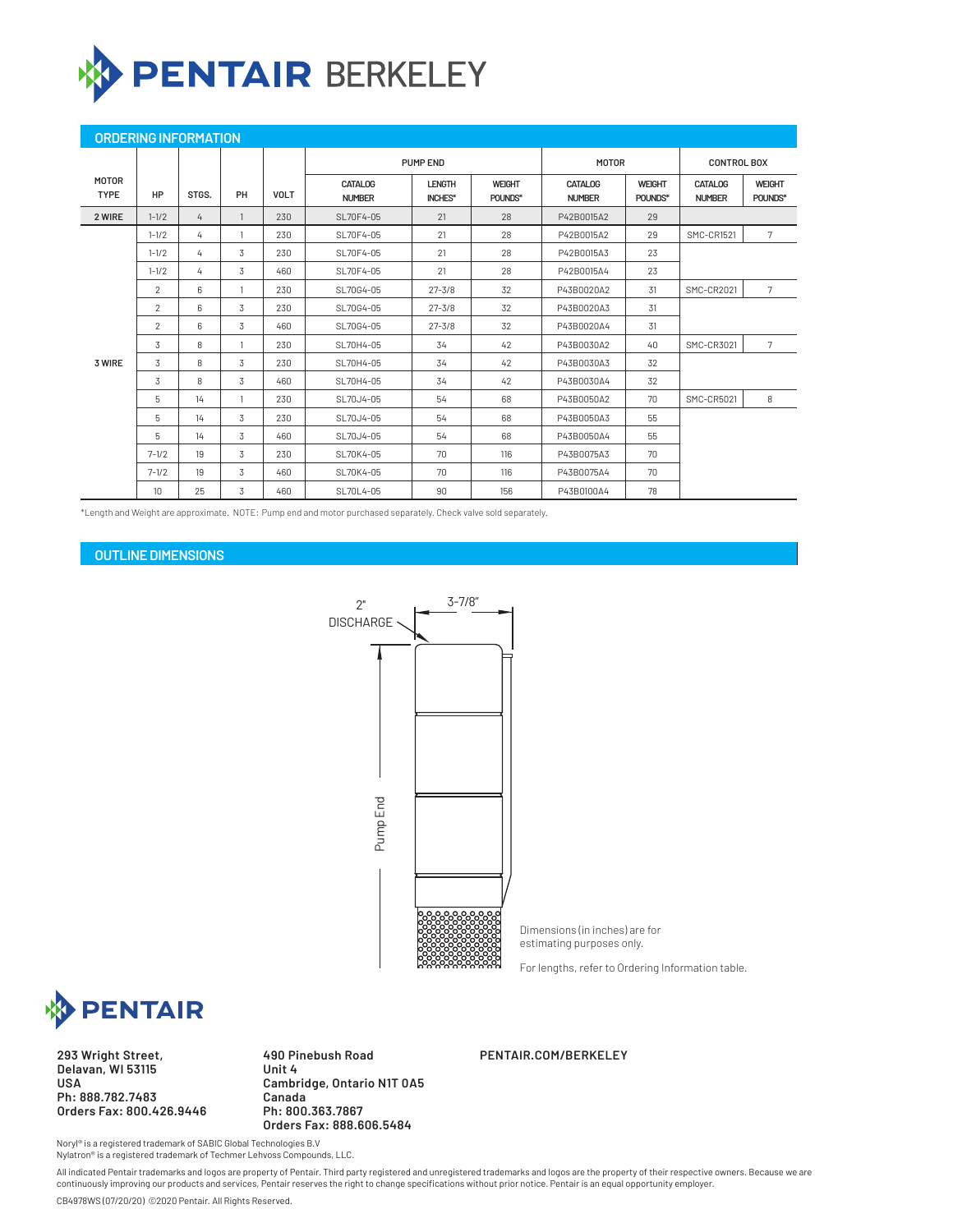# PENTAIR BERKELEY

## ORDERING INFORMATION

| MOTOR TYPE | HP | STGS. | PH | VOLT | PUMP END | | | MOTOR | | CONTROL BOX | |
|---|---|---|---|---|---|---|---|---|---|---|---|
| | | | | | CATALOG NUMBER | LENGTH INCHES* | WEIGHT POUNDS* | CATALOG NUMBER | WEIGHT POUNDS* | CATALOG NUMBER | WEIGHT POUNDS* |
| 2 WIRE | 1-1/2 | 4 | 1 | 230 | SL70F4-05 | 21 | 28 | P42B0015A2 | 29 | | |
| 3 WIRE | 1-1/2 | 4 | 1 | 230 | SL70F4-05 | 21 | 28 | P42B0015A2 | 29 | SMC-CR1521 | 7 |
| | 1-1/2 | 4 | 3 | 230 | SL70F4-05 | 21 | 28 | P42B0015A3 | 23 | | |
| | 1-1/2 | 4 | 3 | 460 | SL70F4-05 | 21 | 28 | P42B0015A4 | 23 | | |
| | 2 | 6 | 1 | 230 | SL70G4-05 | 27-3/8 | 32 | P43B0020A2 | 31 | SMC-CR2021 | 7 |
| | 2 | 6 | 3 | 230 | SL70G4-05 | 27-3/8 | 32 | P43B0020A3 | 31 | | |
| | 2 | 6 | 3 | 460 | SL70G4-05 | 27-3/8 | 32 | P43B0020A4 | 31 | | |
| | 3 | 8 | 1 | 230 | SL70H4-05 | 34 | 42 | P43B0030A2 | 40 | SMC-CR3021 | 7 |
| | 3 | 8 | 3 | 230 | SL70H4-05 | 34 | 42 | P43B0030A3 | 32 | | |
| | 3 | 8 | 3 | 460 | SL70H4-05 | 34 | 42 | P43B0030A4 | 32 | | |
| | 5 | 14 | 1 | 230 | SL70J4-05 | 54 | 68 | P43B0050A2 | 70 | SMC-CR5021 | 8 |
| | 5 | 14 | 3 | 230 | SL70J4-05 | 54 | 68 | P43B0050A3 | 55 | | |
| | 5 | 14 | 3 | 460 | SL70J4-05 | 54 | 68 | P43B0050A4 | 55 | | |
| | 7-1/2 | 19 | 3 | 230 | SL70K4-05 | 70 | 116 | P43B0075A3 | 70 | | |
| | 7-1/2 | 19 | 3 | 460 | SL70K4-05 | 70 | 116 | P43B0075A4 | 70 | | |
| | 10 | 25 | 3 | 460 | SL70L4-05 | 90 | 156 | P43B0100A4 | 78 | | |

*Length and Weight are approximate. NOTE: Pump end and motor purchased separately. Check valve sold separately.

## OUTLINE DIMENSIONS

2" DISCHARGE

3-7/8"

Pump End

Dimensions (in inches) are for estimating purposes only.

For lengths, refer to Ordering Information table.

**PENTAIR**

**293 Wright Street,**
**Delavan, WI 53115**
**USA**
**Ph: 888.782.7483**
**Orders Fax: 800.426.9446**

**490 Pinebush Road**
**Unit 4**
**Cambridge, Ontario N1T 0A5**
**Canada**
**Ph: 800.363.7867**
**Orders Fax: 888.606.5484**

**PENTAIR.COM/BERKELEY**

Noryl® is a registered trademark of SABIC Global Technologies B.V
Nylatron® is a registered trademark of Techmer Lehvoss Compounds, LLC.

All indicated Pentair trademarks and logos are property of Pentair. Third party registered and unregistered trademarks and logos are the property of their respective owners. Because we are continuously improving our products and services, Pentair reserves the right to change specifications without prior notice. Pentair is an equal opportunity employer.

CB4978WS (07/20/20) ©2020 Pentair. All Rights Reserved.